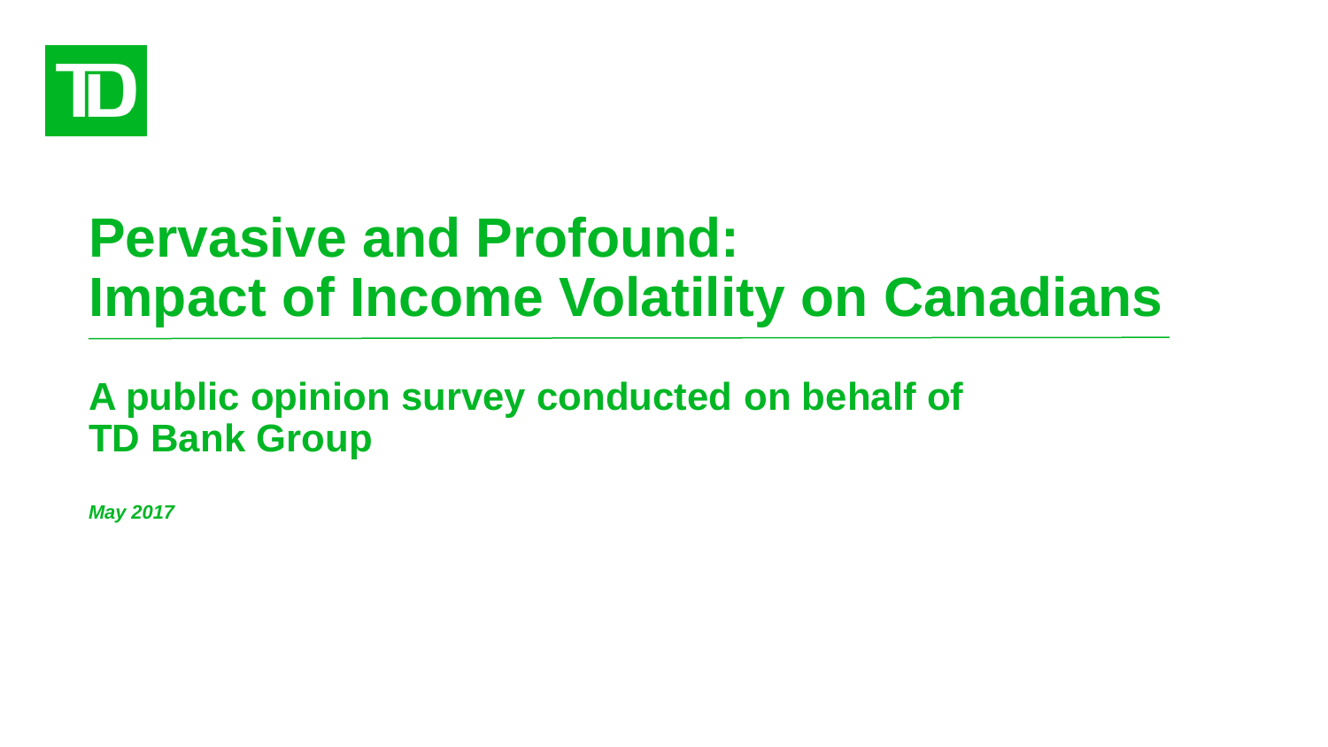# Pervasive and Profound: Impact of Income Volatility on Canadians

## A public opinion survey conducted on behalf of TD Bank Group

*May 2017*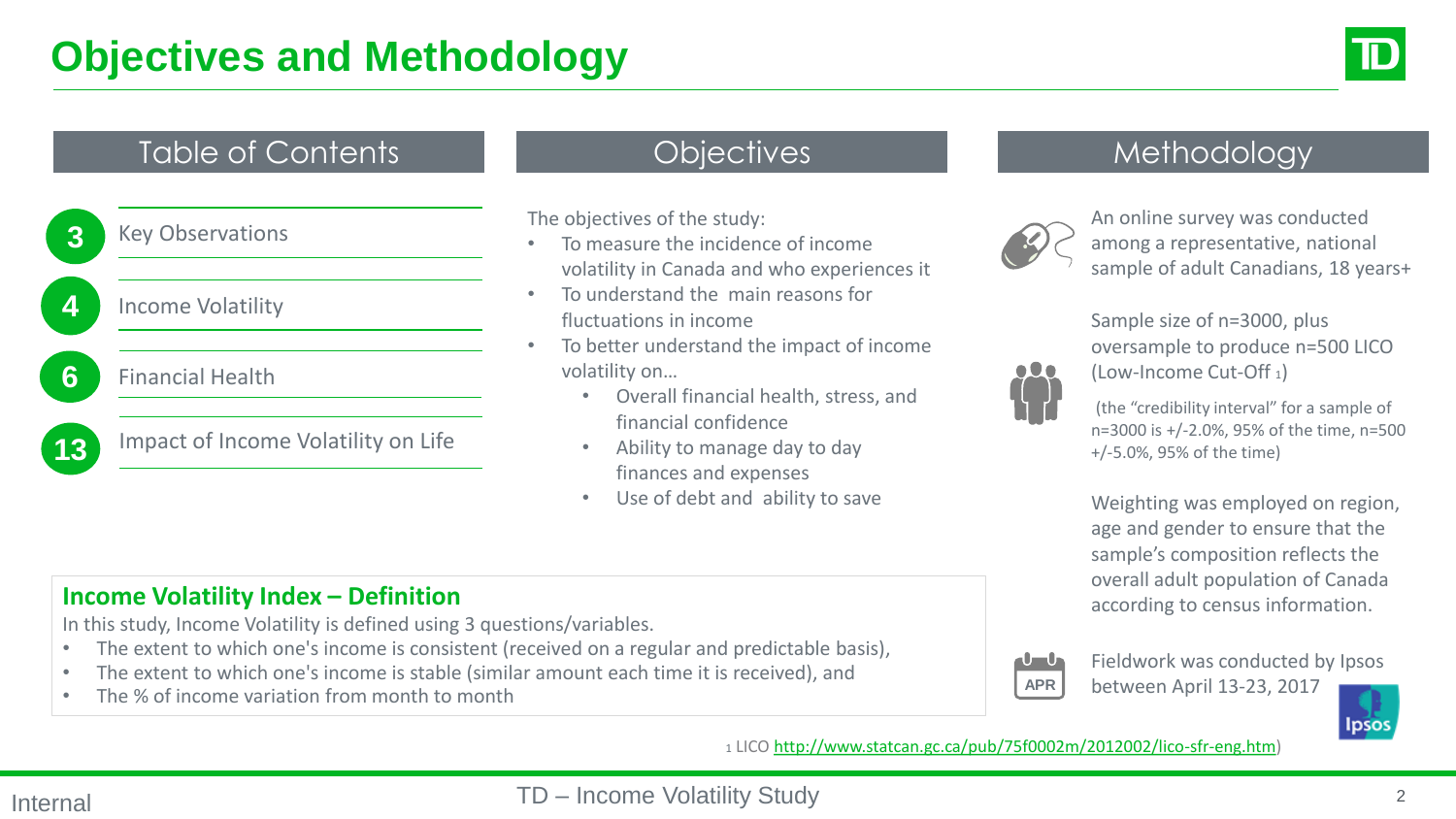# Objectives and Methodology

## Table of Contents

| Page | Section |
|---|---|
| 3 | Key Observations |
| 4 | Income Volatility |
| 6 | Financial Health |
| 13 | Impact of Income Volatility on Life |

## Objectives

The objectives of the study:

- To measure the incidence of income volatility in Canada and who experiences it
- To understand the main reasons for fluctuations in income
- To better understand the impact of income volatility on…
  - Overall financial health, stress, and financial confidence
  - Ability to manage day to day finances and expenses
  - Use of debt and ability to save

## Methodology

An online survey was conducted among a representative, national sample of adult Canadians, 18 years+

Sample size of n=3000, plus oversample to produce n=500 LICO (Low-Income Cut-Off [1])

(the "credibility interval" for a sample of n=3000 is +/-2.0%, 95% of the time, n=500 +/-5.0%, 95% of the time)

Weighting was employed on region, age and gender to ensure that the sample's composition reflects the overall adult population of Canada according to census information.

Fieldwork was conducted by Ipsos between April 13-23, 2017

### Income Volatility Index – Definition

In this study, Income Volatility is defined using 3 questions/variables.

- The extent to which one's income is consistent (received on a regular and predictable basis),
- The extent to which one's income is stable (similar amount each time it is received), and
- The % of income variation from month to month

[1] LICO http://www.statcan.gc.ca/pub/75f0002m/2012002/lico-sfr-eng.htm)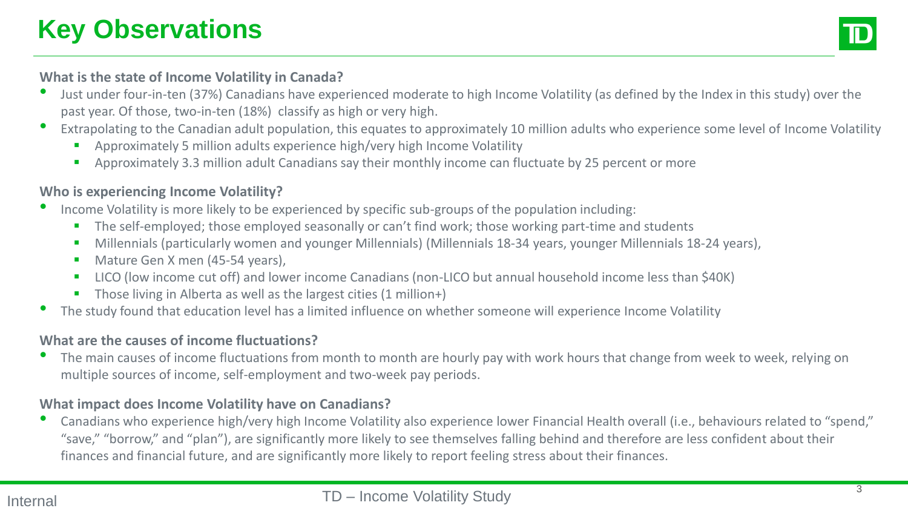# Key Observations

**What is the state of Income Volatility in Canada?**

- Just under four-in-ten (37%) Canadians have experienced moderate to high Income Volatility (as defined by the Index in this study) over the past year. Of those, two-in-ten (18%) classify as high or very high.
- Extrapolating to the Canadian adult population, this equates to approximately 10 million adults who experience some level of Income Volatility
  - Approximately 5 million adults experience high/very high Income Volatility
  - Approximately 3.3 million adult Canadians say their monthly income can fluctuate by 25 percent or more

**Who is experiencing Income Volatility?**

- Income Volatility is more likely to be experienced by specific sub-groups of the population including:
  - The self-employed; those employed seasonally or can't find work; those working part-time and students
  - Millennials (particularly women and younger Millennials) (Millennials 18-34 years, younger Millennials 18-24 years),
  - Mature Gen X men (45-54 years),
  - LICO (low income cut off) and lower income Canadians (non-LICO but annual household income less than $40K)
  - Those living in Alberta as well as the largest cities (1 million+)
- The study found that education level has a limited influence on whether someone will experience Income Volatility

**What are the causes of income fluctuations?**

- The main causes of income fluctuations from month to month are hourly pay with work hours that change from week to week, relying on multiple sources of income, self-employment and two-week pay periods.

**What impact does Income Volatility have on Canadians?**

- Canadians who experience high/very high Income Volatility also experience lower Financial Health overall (i.e., behaviours related to "spend," "save," "borrow," and "plan"), are significantly more likely to see themselves falling behind and therefore are less confident about their finances and financial future, and are significantly more likely to report feeling stress about their finances.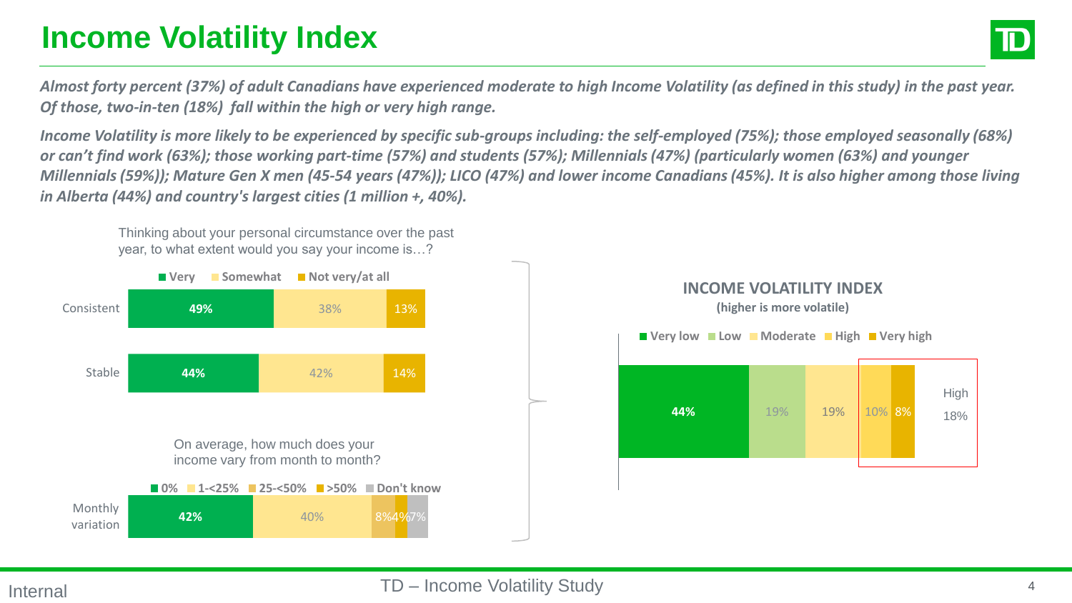# Income Volatility Index

***Almost forty percent (37%) of adult Canadians have experienced moderate to high Income Volatility (as defined in this study) in the past year. Of those, two-in-ten (18%) fall within the high or very high range.***

***Income Volatility is more likely to be experienced by specific sub-groups including: the self-employed (75%); those employed seasonally (68%) or can't find work (63%); those working part-time (57%) and students (57%); Millennials (47%) (particularly women (63%) and younger Millennials (59%)); Mature Gen X men (45-54 years (47%)); LICO (47%) and lower income Canadians (45%). It is also higher among those living in Alberta (44%) and country's largest cities (1 million +, 40%).***

Thinking about your personal circumstance over the past year, to what extent would you say your income is…?

| | Very | Somewhat | Not very/at all |
|---|---|---|---|
| Consistent | 49% | 38% | 13% |
| Stable | 44% | 42% | 14% |

On average, how much does your income vary from month to month?

| | 0% | 1-<25% | 25-<50% | >50% | Don't know |
|---|---|---|---|---|---|
| Monthly variation | 42% | 40% | 8% | 4% | 7% |

**INCOME VOLATILITY INDEX**
(higher is more volatile)

| Very low | Low | Moderate | High | Very high |
|---|---|---|---|---|
| 44% | 19% | 19% | 10% | 8% |

High 18%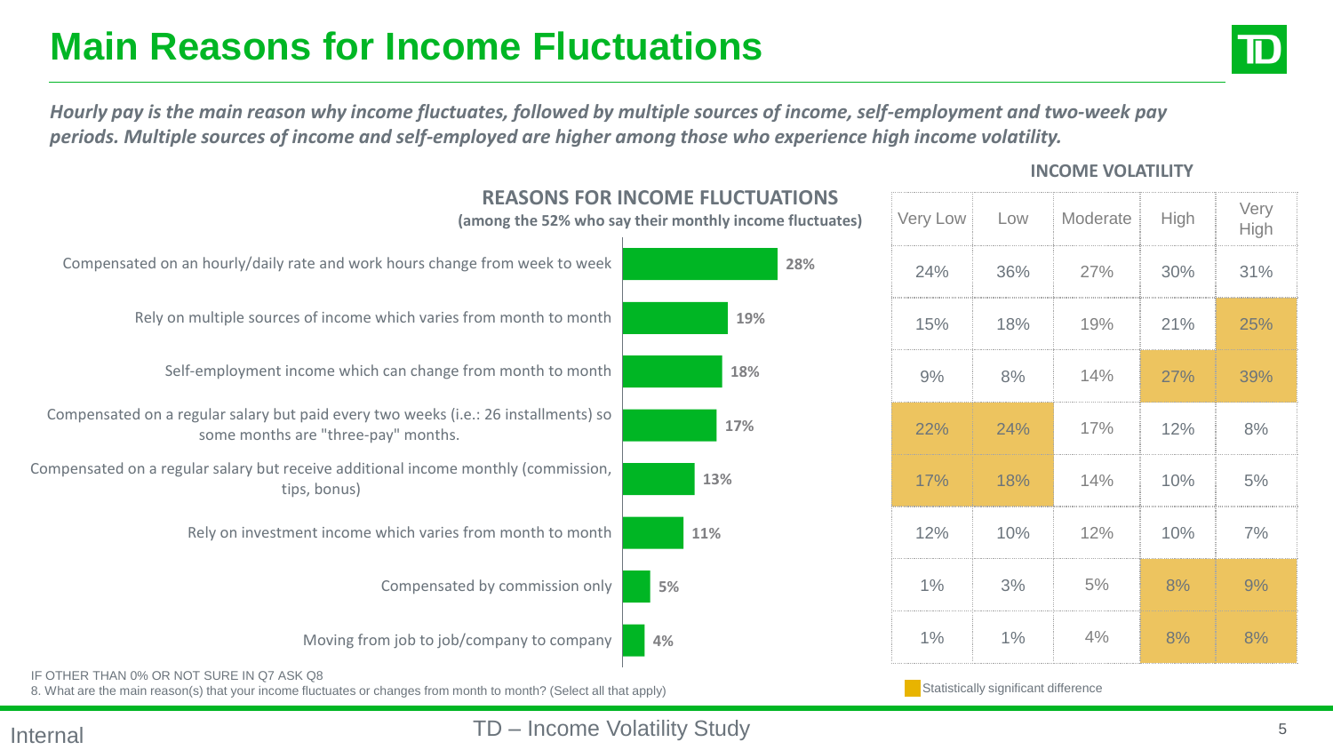# Main Reasons for Income Fluctuations

*Hourly pay is the main reason why income fluctuates, followed by multiple sources of income, self-employment and two-week pay periods. Multiple sources of income and self-employed are higher among those who experience high income volatility.*

**REASONS FOR INCOME FLUCTUATIONS**
**(among the 52% who say their monthly income fluctuates)**

| Reason | Total | Very Low | Low | Moderate | High | Very High |
|---|---|---|---|---|---|---|
| | | **INCOME VOLATILITY** | | | | |
| Compensated on an hourly/daily rate and work hours change from week to week | 28% | 24% | 36% | 27% | 30% | 31% |
| Rely on multiple sources of income which varies from month to month | 19% | 15% | 18% | 19% | 21% | 25%* |
| Self-employment income which can change from month to month | 18% | 9% | 8% | 14% | 27%* | 39%* |
| Compensated on a regular salary but paid every two weeks (i.e.: 26 installments) so some months are "three-pay" months. | 17% | 22%* | 24%* | 17% | 12% | 8% |
| Compensated on a regular salary but receive additional income monthly (commission, tips, bonus) | 13% | 17%* | 18%* | 14% | 10% | 5% |
| Rely on investment income which varies from month to month | 11% | 12% | 10% | 12% | 10% | 7% |
| Compensated by commission only | 5% | 1% | 3% | 5% | 8%* | 9%* |
| Moving from job to job/company to company | 4% | 1% | 1% | 4% | 8%* | 8%* |

\* Statistically significant difference

IF OTHER THAN 0% OR NOT SURE IN Q7 ASK Q8
8. What are the main reason(s) that your income fluctuates or changes from month to month? (Select all that apply)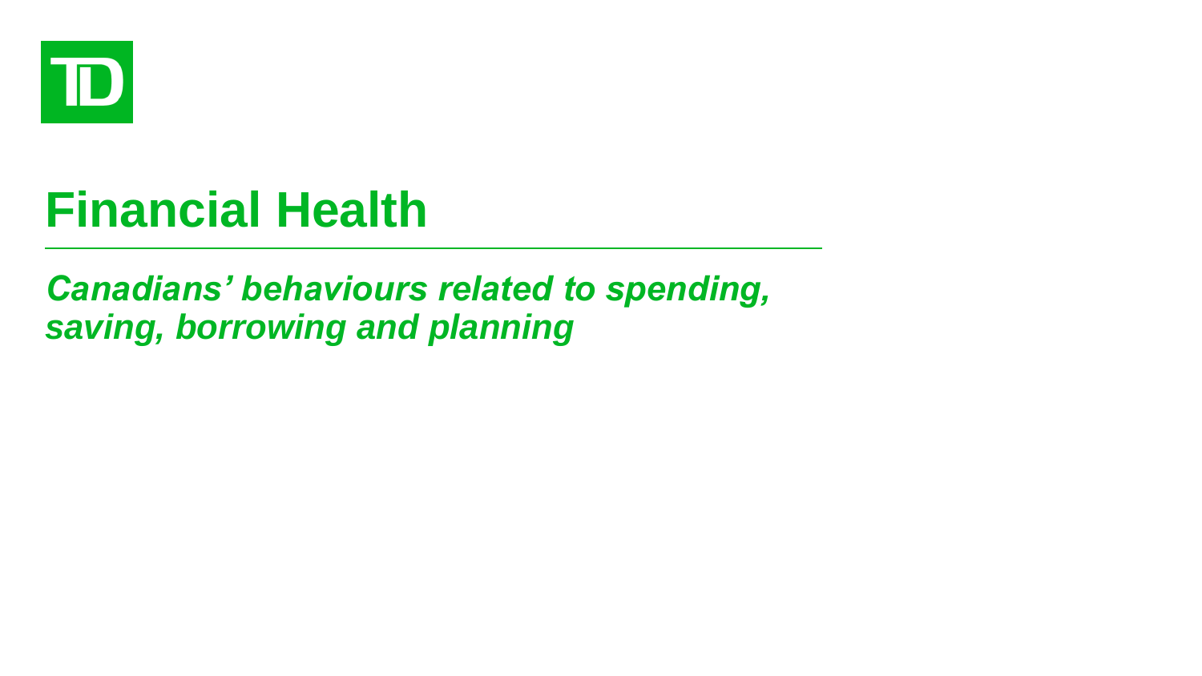# Financial Health

*Canadians' behaviours related to spending, saving, borrowing and planning*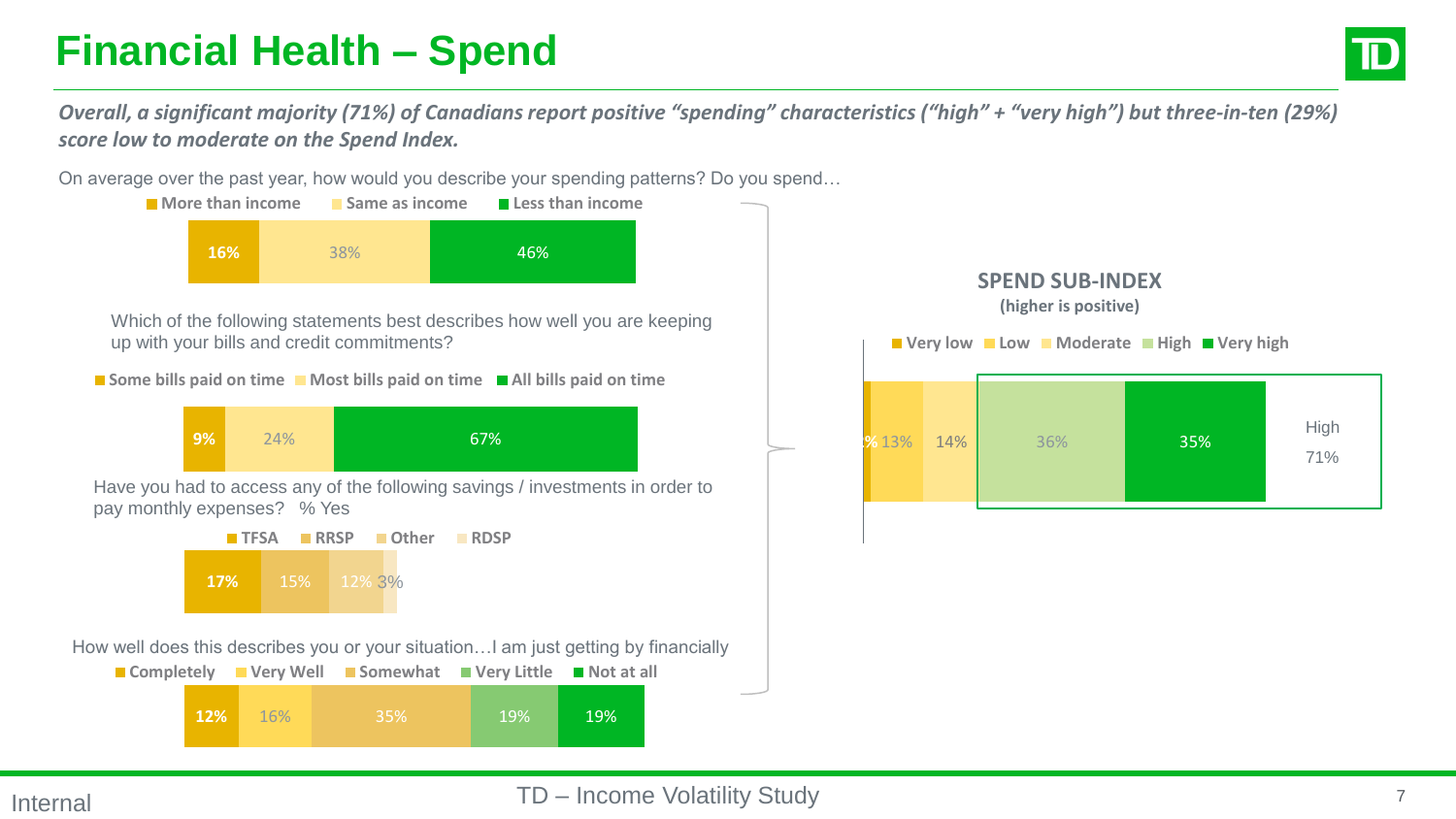# Financial Health – Spend

***Overall, a significant majority (71%) of Canadians report positive "spending" characteristics ("high" + "very high") but three-in-ten (29%) score low to moderate on the Spend Index.***

On average over the past year, how would you describe your spending patterns? Do you spend…

| More than income | Same as income | Less than income |
|---|---|---|
| 16% | 38% | 46% |

Which of the following statements best describes how well you are keeping up with your bills and credit commitments?

| Some bills paid on time | Most bills paid on time | All bills paid on time |
|---|---|---|
| 9% | 24% | 67% |

Have you had to access any of the following savings / investments in order to pay monthly expenses? % Yes

| TFSA | RRSP | Other | RDSP |
|---|---|---|---|
| 17% | 15% | 12% | 3% |

How well does this describes you or your situation…I am just getting by financially

| Completely | Very Well | Somewhat | Very Little | Not at all |
|---|---|---|---|---|
| 12% | 16% | 35% | 19% | 19% |

**SPEND SUB-INDEX**
**(higher is positive)**

| Very low | Low | Moderate | High | Very high |
|---|---|---|---|---|
| % | 13% | 14% | 36% | 35% |

High 71%

Internal

TD – Income Volatility Study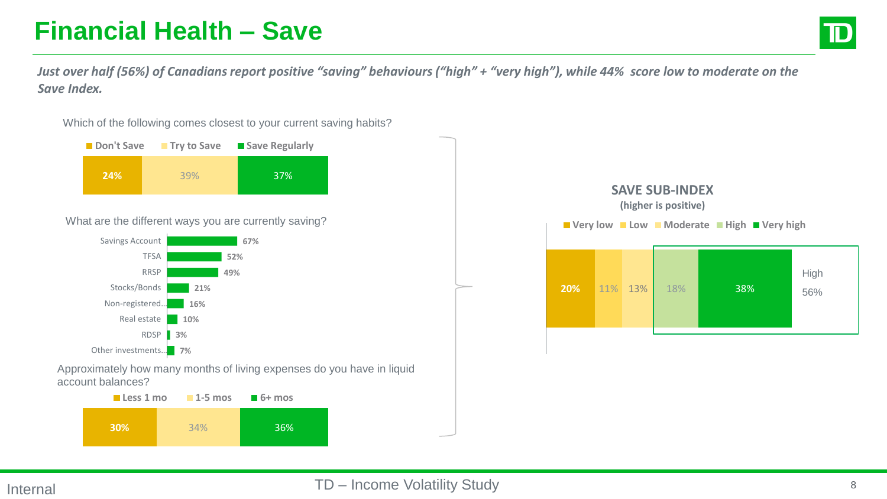# Financial Health – Save

***Just over half (56%) of Canadians report positive "saving" behaviours ("high" + "very high"), while 44% score low to moderate on the Save Index.***

Which of the following comes closest to your current saving habits?

| Don't Save | Try to Save | Save Regularly |
|---|---|---|
| 24% | 39% | 37% |

What are the different ways you are currently saving?

| Savings method | % |
|---|---|
| Savings Account | 67% |
| TFSA | 52% |
| RRSP | 49% |
| Stocks/Bonds | 21% |
| Non-registered… | 16% |
| Real estate | 10% |
| RDSP | 3% |
| Other investments… | 7% |

Approximately how many months of living expenses do you have in liquid account balances?

| Less 1 mo | 1-5 mos | 6+ mos |
|---|---|---|
| 30% | 34% | 36% |

**SAVE SUB-INDEX**
**(higher is positive)**

| Very low | Low | Moderate | High | Very high |
|---|---|---|---|---|
| 20% | 11% | 13% | 18% | 38% |

High 56%

Internal

TD – Income Volatility Study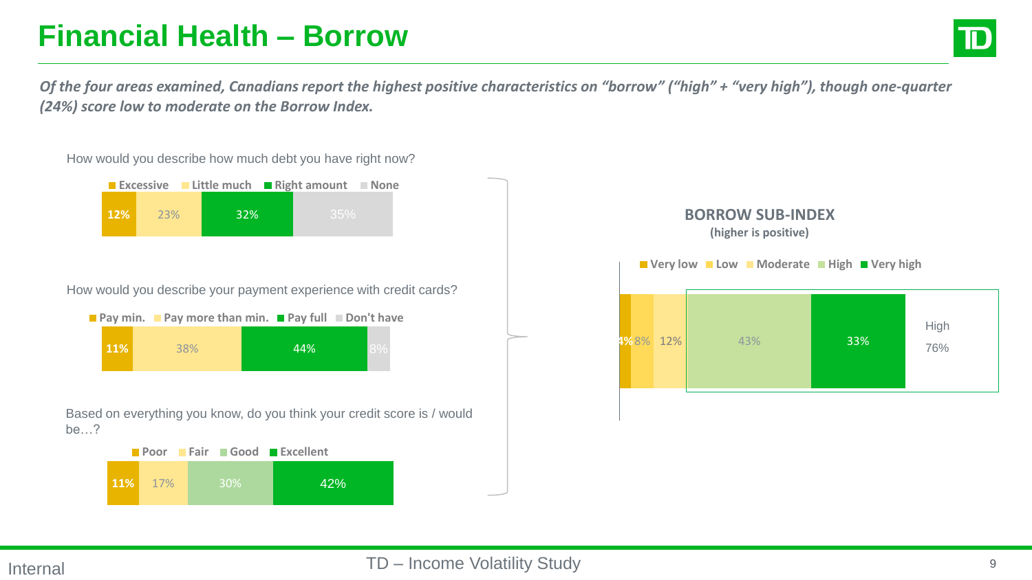# Financial Health – Borrow

*Of the four areas examined, Canadians report the highest positive characteristics on "borrow" ("high" + "very high"), though one-quarter (24%) score low to moderate on the Borrow Index.*

How would you describe how much debt you have right now?

| Excessive | Little much | Right amount | None |
|---|---|---|---|
| 12% | 23% | 32% | 35% |

How would you describe your payment experience with credit cards?

| Pay min. | Pay more than min. | Pay full | Don't have |
|---|---|---|---|
| 11% | 38% | 44% | 8% |

Based on everything you know, do you think your credit score is / would be…?

| Poor | Fair | Good | Excellent |
|---|---|---|---|
| 11% | 17% | 30% | 42% |

**BORROW SUB-INDEX**
**(higher is positive)**

| Very low | Low | Moderate | High | Very high |
|---|---|---|---|---|
| 4% | 8% | 12% | 43% | 33% |

High 76%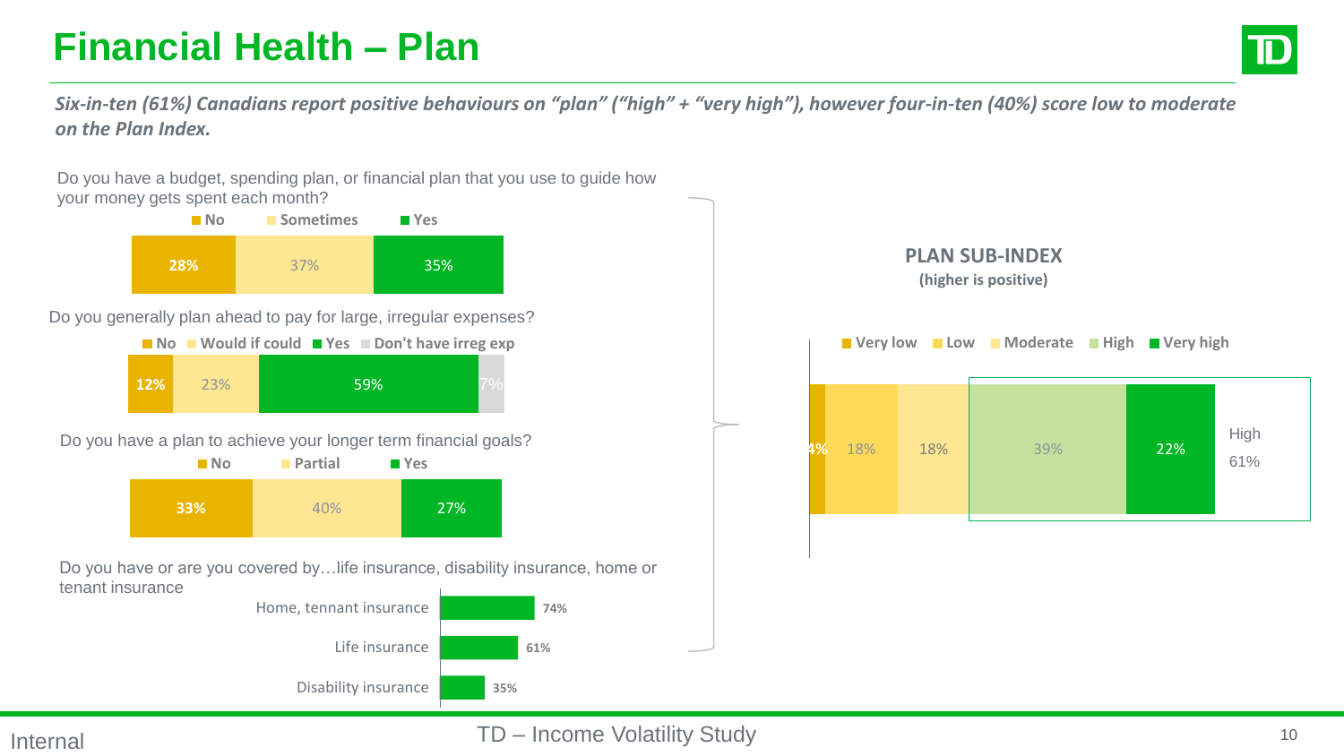# Financial Health – Plan

*Six-in-ten (61%) Canadians report positive behaviours on "plan" ("high" + "very high"), however four-in-ten (40%) score low to moderate on the Plan Index.*

**Do you have a budget, spending plan, or financial plan that you use to guide how your money gets spent each month?**

| No | Sometimes | Yes |
| --- | --- | --- |
| 28% | 37% | 35% |

**Do you generally plan ahead to pay for large, irregular expenses?**

| No | Would if could | Yes | Don't have irreg exp |
| --- | --- | --- | --- |
| 12% | 23% | 59% | 7% |

**Do you have a plan to achieve your longer term financial goals?**

| No | Partial | Yes |
| --- | --- | --- |
| 33% | 40% | 27% |

**Do you have or are you covered by…life insurance, disability insurance, home or tenant insurance**

| Coverage | % |
| --- | --- |
| Home, tennant insurance | 74% |
| Life insurance | 61% |
| Disability insurance | 35% |

**PLAN SUB-INDEX**
**(higher is positive)**

| Very low | Low | Moderate | High | Very high |
| --- | --- | --- | --- | --- |
| 4% | 18% | 18% | 39% | 22% |

High 61%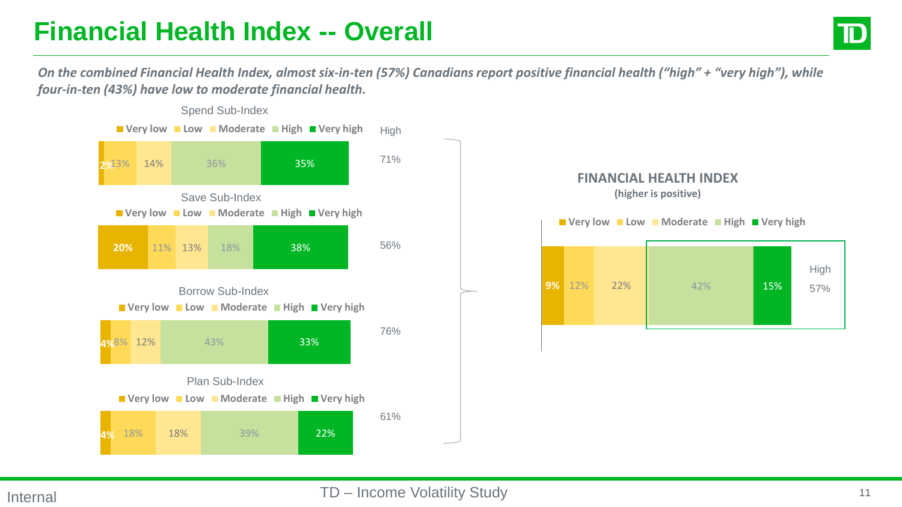# Financial Health Index -- Overall

*On the combined Financial Health Index, almost six-in-ten (57%) Canadians report positive financial health ("high" + "very high"), while four-in-ten (43%) have low to moderate financial health.*

| Sub-Index | Very low | Low | Moderate | High | Very high | High (total) |
|---|---|---|---|---|---|---|
| Spend Sub-Index | 2% | 13% | 14% | 36% | 35% | 71% |
| Save Sub-Index | 20% | 11% | 13% | 18% | 38% | 56% |
| Borrow Sub-Index | 4% | 8% | 12% | 43% | 33% | 76% |
| Plan Sub-Index | 4% | 18% | 18% | 39% | 22% | 61% |

**FINANCIAL HEALTH INDEX**
**(higher is positive)**

| | Very low | Low | Moderate | High | Very high | High (total) |
|---|---|---|---|---|---|---|
| Financial Health Index | 9% | 12% | 22% | 42% | 15% | 57% |

Internal

TD – Income Volatility Study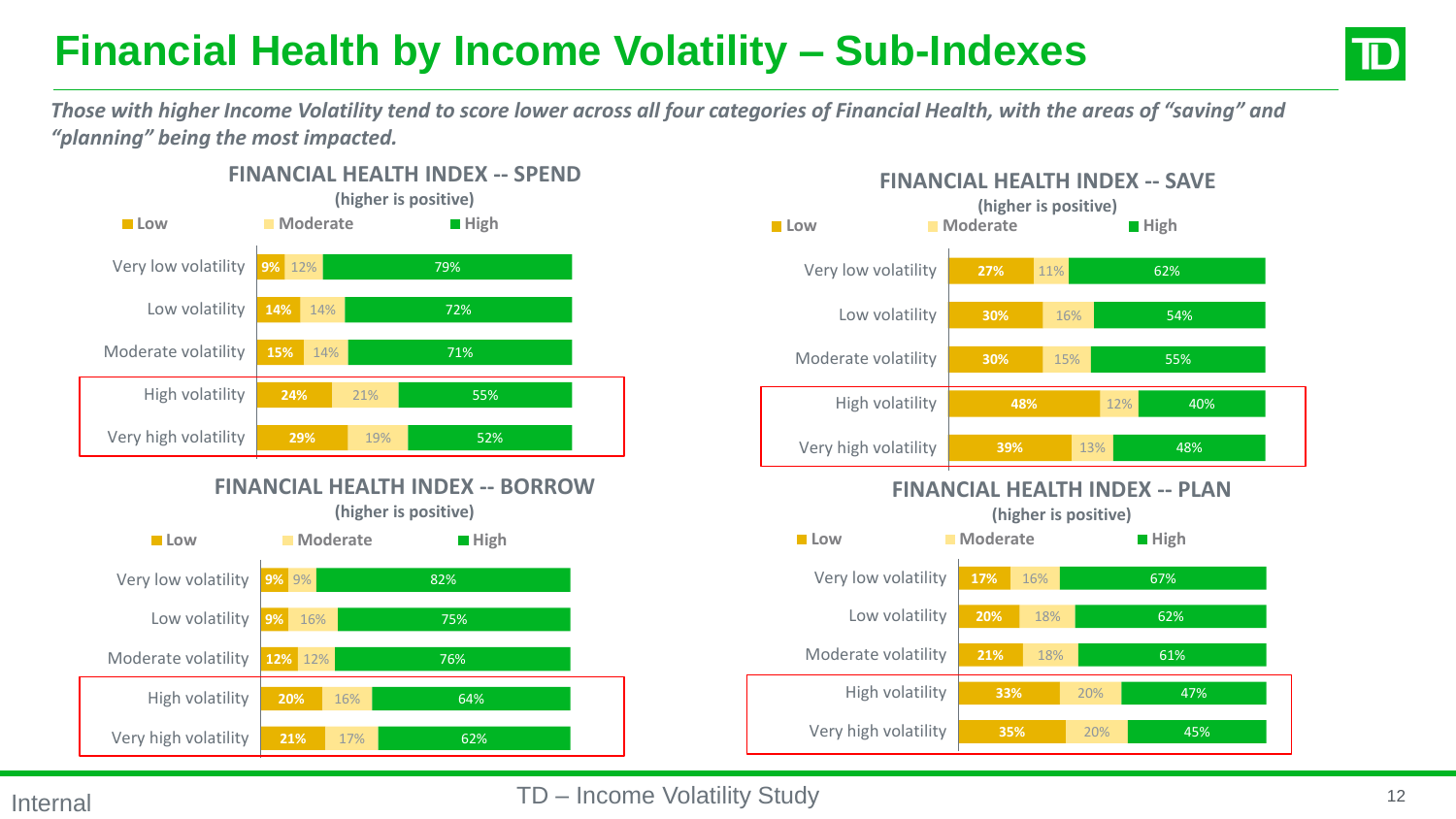# Financial Health by Income Volatility – Sub-Indexes

***Those with higher Income Volatility tend to score lower across all four categories of Financial Health, with the areas of "saving" and "planning" being the most impacted.***

### FINANCIAL HEALTH INDEX -- SPEND
(higher is positive)

| | Low | Moderate | High |
|---|---|---|---|
| Very low volatility | 9% | 12% | 79% |
| Low volatility | 14% | 14% | 72% |
| Moderate volatility | 15% | 14% | 71% |
| High volatility | 24% | 21% | 55% |
| Very high volatility | 29% | 19% | 52% |

### FINANCIAL HEALTH INDEX -- SAVE
(higher is positive)

| | Low | Moderate | High |
|---|---|---|---|
| Very low volatility | 27% | 11% | 62% |
| Low volatility | 30% | 16% | 54% |
| Moderate volatility | 30% | 15% | 55% |
| High volatility | 48% | 12% | 40% |
| Very high volatility | 39% | 13% | 48% |

### FINANCIAL HEALTH INDEX -- BORROW
(higher is positive)

| | Low | Moderate | High |
|---|---|---|---|
| Very low volatility | 9% | 9% | 82% |
| Low volatility | 9% | 16% | 75% |
| Moderate volatility | 12% | 12% | 76% |
| High volatility | 20% | 16% | 64% |
| Very high volatility | 21% | 17% | 62% |

### FINANCIAL HEALTH INDEX -- PLAN
(higher is positive)

| | Low | Moderate | High |
|---|---|---|---|
| Very low volatility | 17% | 16% | 67% |
| Low volatility | 20% | 18% | 62% |
| Moderate volatility | 21% | 18% | 61% |
| High volatility | 33% | 20% | 47% |
| Very high volatility | 35% | 20% | 45% |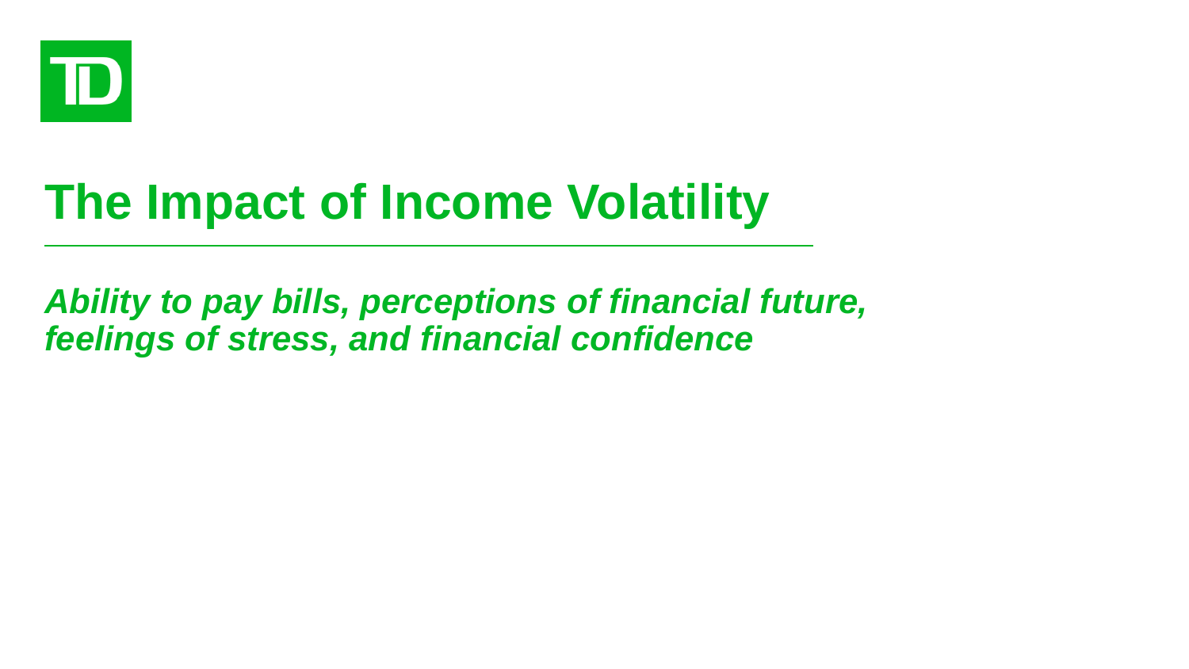# The Impact of Income Volatility

*Ability to pay bills, perceptions of financial future, feelings of stress, and financial confidence*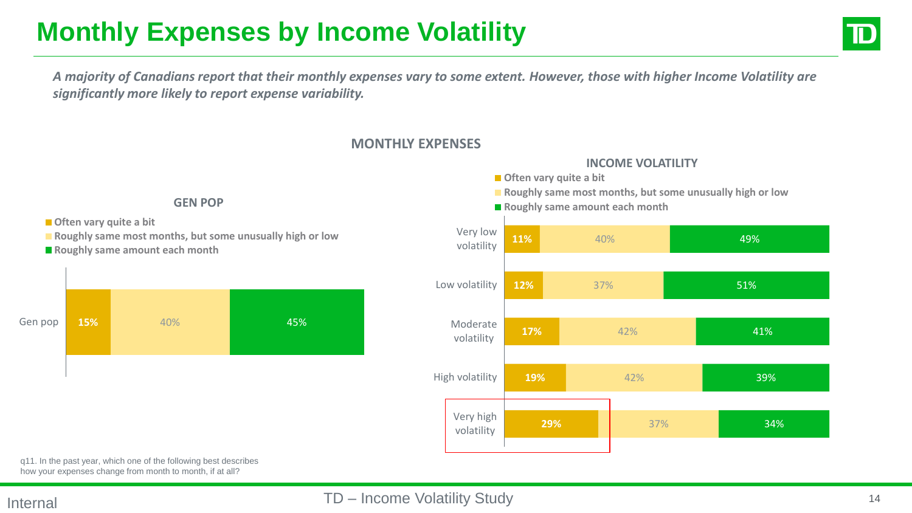# Monthly Expenses by Income Volatility

*A majority of Canadians report that their monthly expenses vary to some extent. However, those with higher Income Volatility are significantly more likely to report expense variability.*

## MONTHLY EXPENSES

### GEN POP

| | Often vary quite a bit | Roughly same most months, but some unusually high or low | Roughly same amount each month |
|---|---|---|---|
| Gen pop | 15% | 40% | 45% |

### INCOME VOLATILITY

| | Often vary quite a bit | Roughly same most months, but some unusually high or low | Roughly same amount each month |
|---|---|---|---|
| Very low volatility | 11% | 40% | 49% |
| Low volatility | 12% | 37% | 51% |
| Moderate volatility | 17% | 42% | 41% |
| High volatility | 19% | 42% | 39% |
| Very high volatility | 29% | 37% | 34% |

q11. In the past year, which one of the following best describes how your expenses change from month to month, if at all?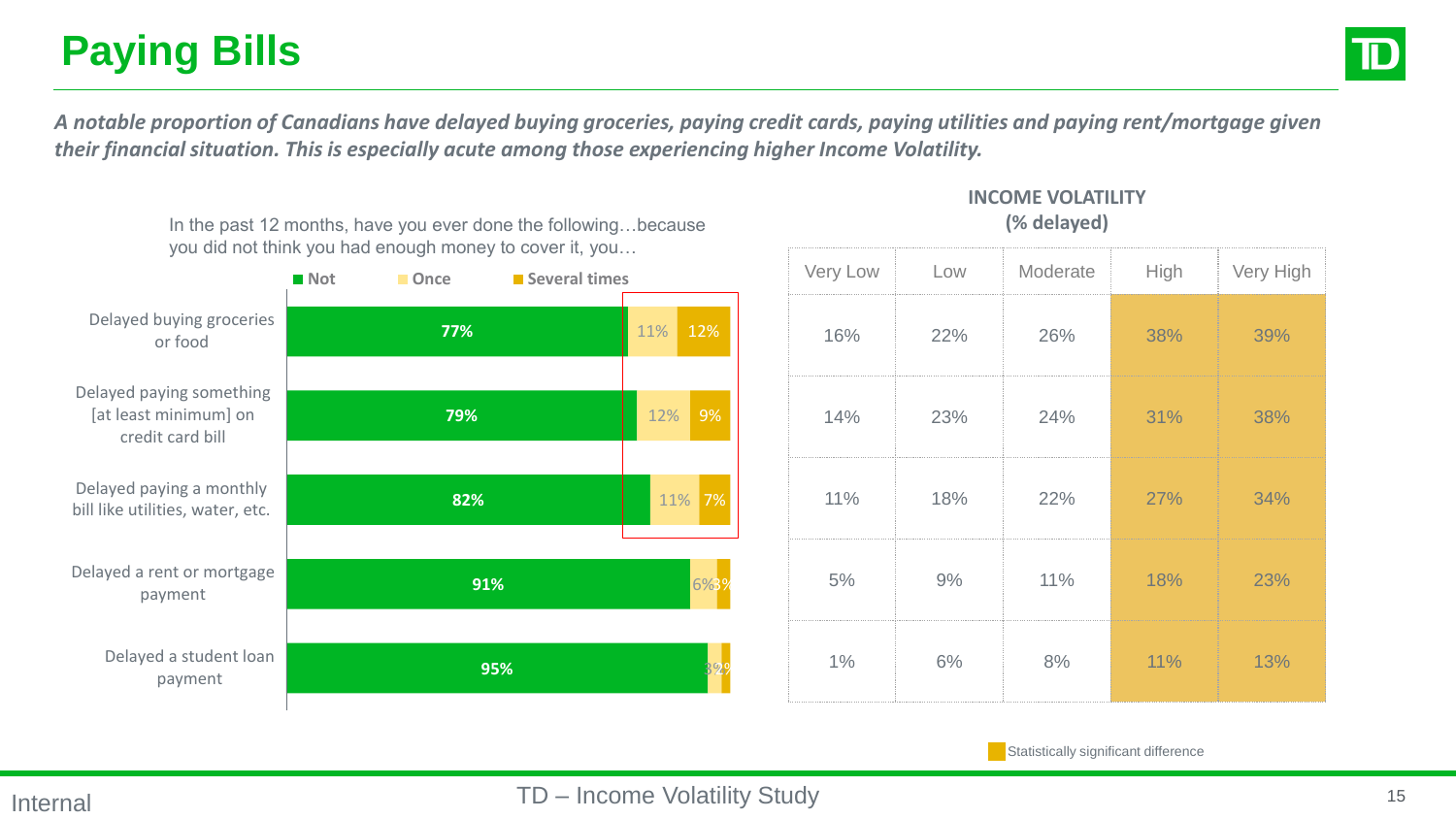# Paying Bills

***A notable proportion of Canadians have delayed buying groceries, paying credit cards, paying utilities and paying rent/mortgage given their financial situation. This is especially acute among those experiencing higher Income Volatility.***

In the past 12 months, have you ever done the following…because you did not think you had enough money to cover it, you…

| | Not | Once | Several times |
|---|---|---|---|
| Delayed buying groceries or food | 77% | 11% | 12% |
| Delayed paying something [at least minimum] on credit card bill | 79% | 12% | 9% |
| Delayed paying a monthly bill like utilities, water, etc. | 82% | 11% | 7% |
| Delayed a rent or mortgage payment | 91% | 6% | 3% |
| Delayed a student loan payment | 95% | 3% | 2% |

**INCOME VOLATILITY (% delayed)**

| | Very Low | Low | Moderate | High | Very High |
|---|---|---|---|---|---|
| Delayed buying groceries or food | 16% | 22% | 26% | 38% | 39% |
| Delayed paying something [at least minimum] on credit card bill | 14% | 23% | 24% | 31% | 38% |
| Delayed paying a monthly bill like utilities, water, etc. | 11% | 18% | 22% | 27% | 34% |
| Delayed a rent or mortgage payment | 5% | 9% | 11% | 18% | 23% |
| Delayed a student loan payment | 1% | 6% | 8% | 11% | 13% |

Statistically significant difference (High and Very High columns)

Internal

TD – Income Volatility Study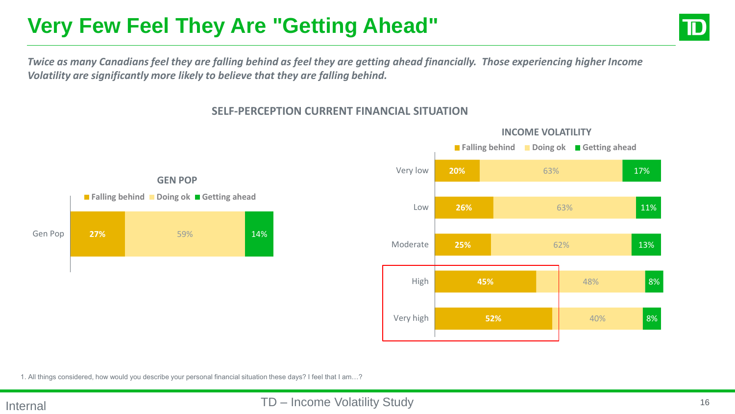# Very Few Feel They Are "Getting Ahead"

*Twice as many Canadians feel they are falling behind as feel they are getting ahead financially. Those experiencing higher Income Volatility are significantly more likely to believe that they are falling behind.*

## SELF-PERCEPTION CURRENT FINANCIAL SITUATION

### GEN POP

| | Falling behind | Doing ok | Getting ahead |
|---|---|---|---|
| Gen Pop | 27% | 59% | 14% |

### INCOME VOLATILITY

| | Falling behind | Doing ok | Getting ahead |
|---|---|---|---|
| Very low | 20% | 63% | 17% |
| Low | 26% | 63% | 11% |
| Moderate | 25% | 62% | 13% |
| High | 45% | 48% | 8% |
| Very high | 52% | 40% | 8% |

1. All things considered, how would you describe your personal financial situation these days? I feel that I am…?

Internal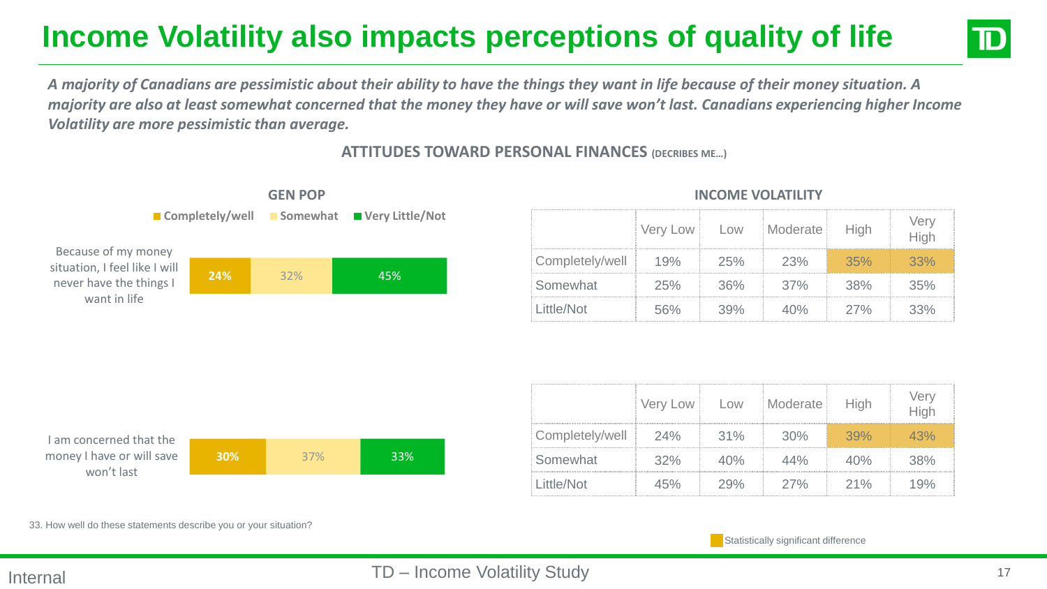# Income Volatility also impacts perceptions of quality of life

*A majority of Canadians are pessimistic about their ability to have the things they want in life because of their money situation. A majority are also at least somewhat concerned that the money they have or will save won't last. Canadians experiencing higher Income Volatility are more pessimistic than average.*

## ATTITUDES TOWARD PERSONAL FINANCES (DECRIBES ME…)

### GEN POP

| Statement | Completely/well | Somewhat | Very Little/Not |
|---|---|---|---|
| Because of my money situation, I feel like I will never have the things I want in life | 24% | 32% | 45% |
| I am concerned that the money I have or will save won't last | 30% | 37% | 33% |

### INCOME VOLATILITY

Because of my money situation, I feel like I will never have the things I want in life

| | Very Low | Low | Moderate | High | Very High |
|---|---|---|---|---|---|
| Completely/well | 19% | 25% | 23% | 35% | 33% |
| Somewhat | 25% | 36% | 37% | 38% | 35% |
| Little/Not | 56% | 39% | 40% | 27% | 33% |

I am concerned that the money I have or will save won't last

| | Very Low | Low | Moderate | High | Very High |
|---|---|---|---|---|---|
| Completely/well | 24% | 31% | 30% | 39% | 43% |
| Somewhat | 32% | 40% | 44% | 40% | 38% |
| Little/Not | 45% | 29% | 27% | 21% | 19% |

Statistically significant difference (highlighted: Completely/well – High and Very High in both tables)

33. How well do these statements describe you or your situation?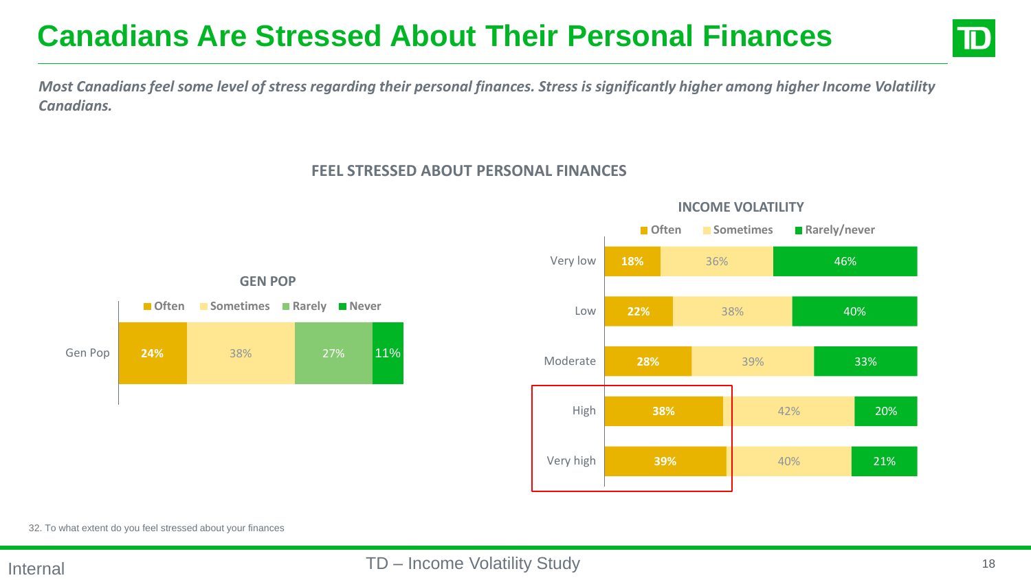# Canadians Are Stressed About Their Personal Finances

***Most Canadians feel some level of stress regarding their personal finances. Stress is significantly higher among higher Income Volatility Canadians.***

**FEEL STRESSED ABOUT PERSONAL FINANCES**

**GEN POP**

| | Often | Sometimes | Rarely | Never |
|---|---|---|---|---|
| Gen Pop | 24% | 38% | 27% | 11% |

**INCOME VOLATILITY**

| | Often | Sometimes | Rarely/never |
|---|---|---|---|
| Very low | 18% | 36% | 46% |
| Low | 22% | 38% | 40% |
| Moderate | 28% | 39% | 33% |
| High | 38% | 42% | 20% |
| Very high | 39% | 40% | 21% |

32. To what extent do you feel stressed about your finances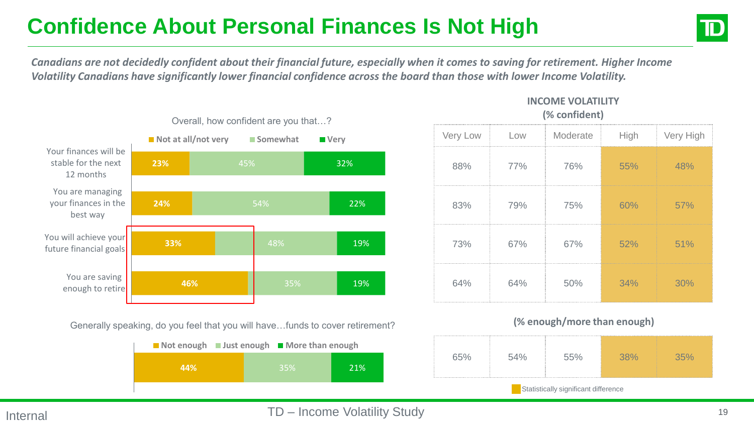# Confidence About Personal Finances Is Not High

*Canadians are not decidedly confident about their financial future, especially when it comes to saving for retirement. Higher Income Volatility Canadians have significantly lower financial confidence across the board than those with lower Income Volatility.*

Overall, how confident are you that…?

| | Not at all/not very | Somewhat | Very |
|---|---|---|---|
| Your finances will be stable for the next 12 months | 23% | 45% | 32% |
| You are managing your finances in the best way | 24% | 54% | 22% |
| You will achieve your future financial goals | 33% | 48% | 19% |
| You are saving enough to retire | 46% | 35% | 19% |

**INCOME VOLATILITY (% confident)**

| | Very Low | Low | Moderate | High | Very High |
|---|---|---|---|---|---|
| Your finances will be stable for the next 12 months | 88% | 77% | 76% | 55% | 48% |
| You are managing your finances in the best way | 83% | 79% | 75% | 60% | 57% |
| You will achieve your future financial goals | 73% | 67% | 67% | 52% | 51% |
| You are saving enough to retire | 64% | 64% | 50% | 34% | 30% |

Generally speaking, do you feel that you will have…funds to cover retirement?

| Not enough | Just enough | More than enough |
|---|---|---|
| 44% | 35% | 21% |

**(% enough/more than enough)**

| Very Low | Low | Moderate | High | Very High |
|---|---|---|---|---|
| 65% | 54% | 55% | 38% | 35% |

Statistically significant difference (High and Very High columns)

Internal

TD – Income Volatility Study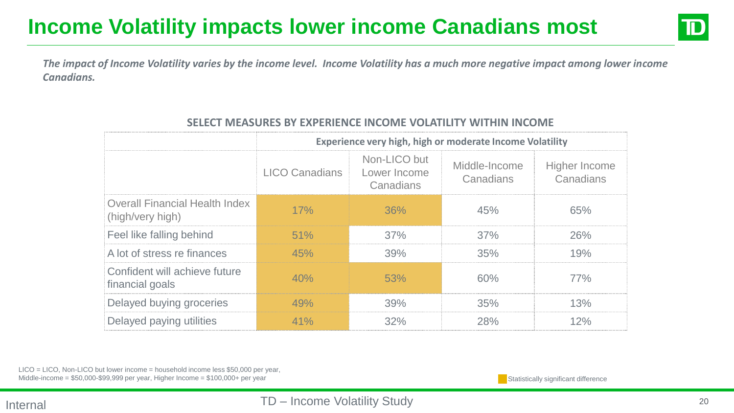# Income Volatility impacts lower income Canadians most

***The impact of Income Volatility varies by the income level. Income Volatility has a much more negative impact among lower income Canadians.***

**SELECT MEASURES BY EXPERIENCE INCOME VOLATILITY WITHIN INCOME**

| | Experience very high, high or moderate Income Volatility | | | |
|---|---|---|---|---|
| | LICO Canadians | Non-LICO but Lower Income Canadians | Middle-Income Canadians | Higher Income Canadians |
| Overall Financial Health Index (high/very high) | 17% | 36% | 45% | 65% |
| Feel like falling behind | 51% | 37% | 37% | 26% |
| A lot of stress re finances | 45% | 39% | 35% | 19% |
| Confident will achieve future financial goals | 40% | 53% | 60% | 77% |
| Delayed buying groceries | 49% | 39% | 35% | 13% |
| Delayed paying utilities | 41% | 32% | 28% | 12% |

LICO = LICO, Non-LICO but lower income = household income less $50,000 per year,
Middle-income = $50,000-$99,999 per year, Higher Income = $100,000+ per year

Statistically significant difference (highlighted: LICO Canadians – all measures; Non-LICO but Lower Income Canadians – Overall Financial Health Index and Confident will achieve future financial goals)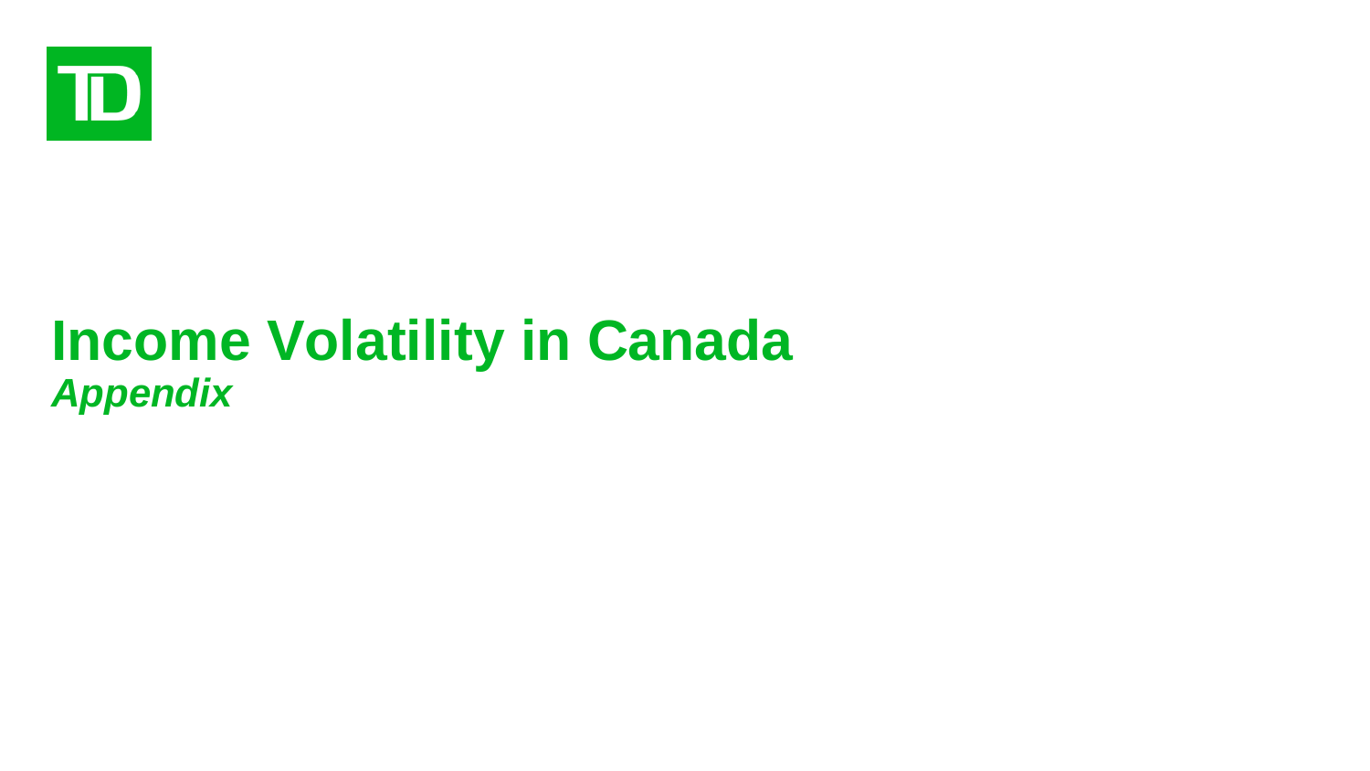# Income Volatility in Canada

*Appendix*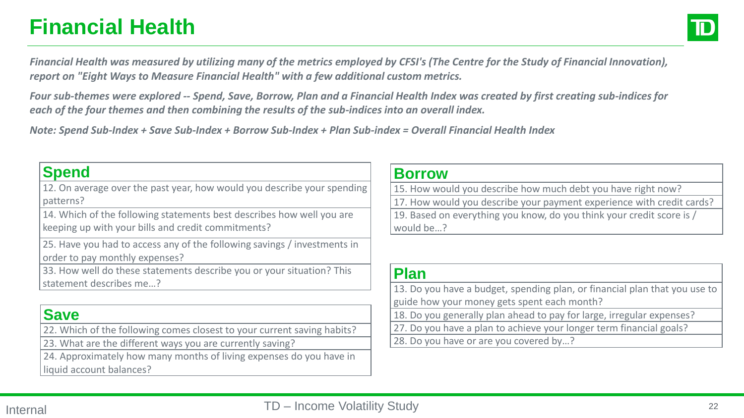# Financial Health

***Financial Health was measured by utilizing many of the metrics employed by CFSI's (The Centre for the Study of Financial Innovation), report on "Eight Ways to Measure Financial Health" with a few additional custom metrics.***

***Four sub-themes were explored -- Spend, Save, Borrow, Plan and a Financial Health Index was created by first creating sub-indices for each of the four themes and then combining the results of the sub-indices into an overall index.***

***Note: Spend Sub-Index + Save Sub-Index + Borrow Sub-Index + Plan Sub-index = Overall Financial Health Index***

| Spend |
|---|
| 12. On average over the past year, how would you describe your spending patterns? |
| 14. Which of the following statements best describes how well you are keeping up with your bills and credit commitments? |
| 25. Have you had to access any of the following savings / investments in order to pay monthly expenses? |
| 33. How well do these statements describe you or your situation? This statement describes me…? |

| Save |
|---|
| 22. Which of the following comes closest to your current saving habits? |
| 23. What are the different ways you are currently saving? |
| 24. Approximately how many months of living expenses do you have in liquid account balances? |

| Borrow |
|---|
| 15. How would you describe how much debt you have right now? |
| 17. How would you describe your payment experience with credit cards? |
| 19. Based on everything you know, do you think your credit score is / would be…? |

| Plan |
|---|
| 13. Do you have a budget, spending plan, or financial plan that you use to guide how your money gets spent each month? |
| 18. Do you generally plan ahead to pay for large, irregular expenses? |
| 27. Do you have a plan to achieve your longer term financial goals? |
| 28. Do you have or are you covered by…? |